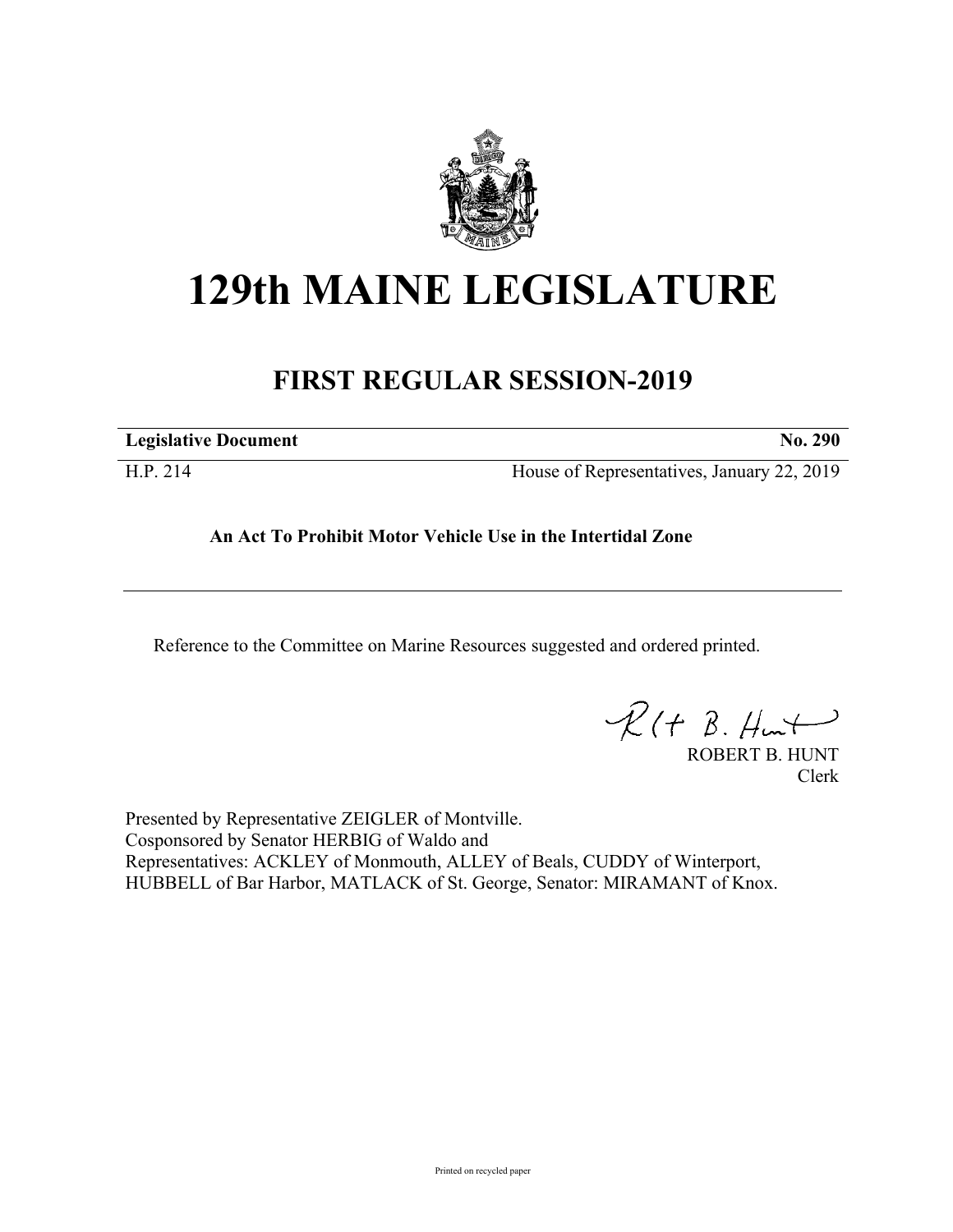# 129th MAINE LEGISLATURE

## FIRST REGULAR SESSION-2019

| **Legislative Document** | **No. 290** |
| --- | --- |
| H.P. 214 | House of Representatives, January 22, 2019 |

**An Act To Prohibit Motor Vehicle Use in the Intertidal Zone**

Reference to the Committee on Marine Resources suggested and ordered printed.

ROBERT B. HUNT
Clerk

Presented by Representative ZEIGLER of Montville.
Cosponsored by Senator HERBIG of Waldo and
Representatives: ACKLEY of Monmouth, ALLEY of Beals, CUDDY of Winterport, HUBBELL of Bar Harbor, MATLACK of St. George, Senator: MIRAMANT of Knox.

Printed on recycled paper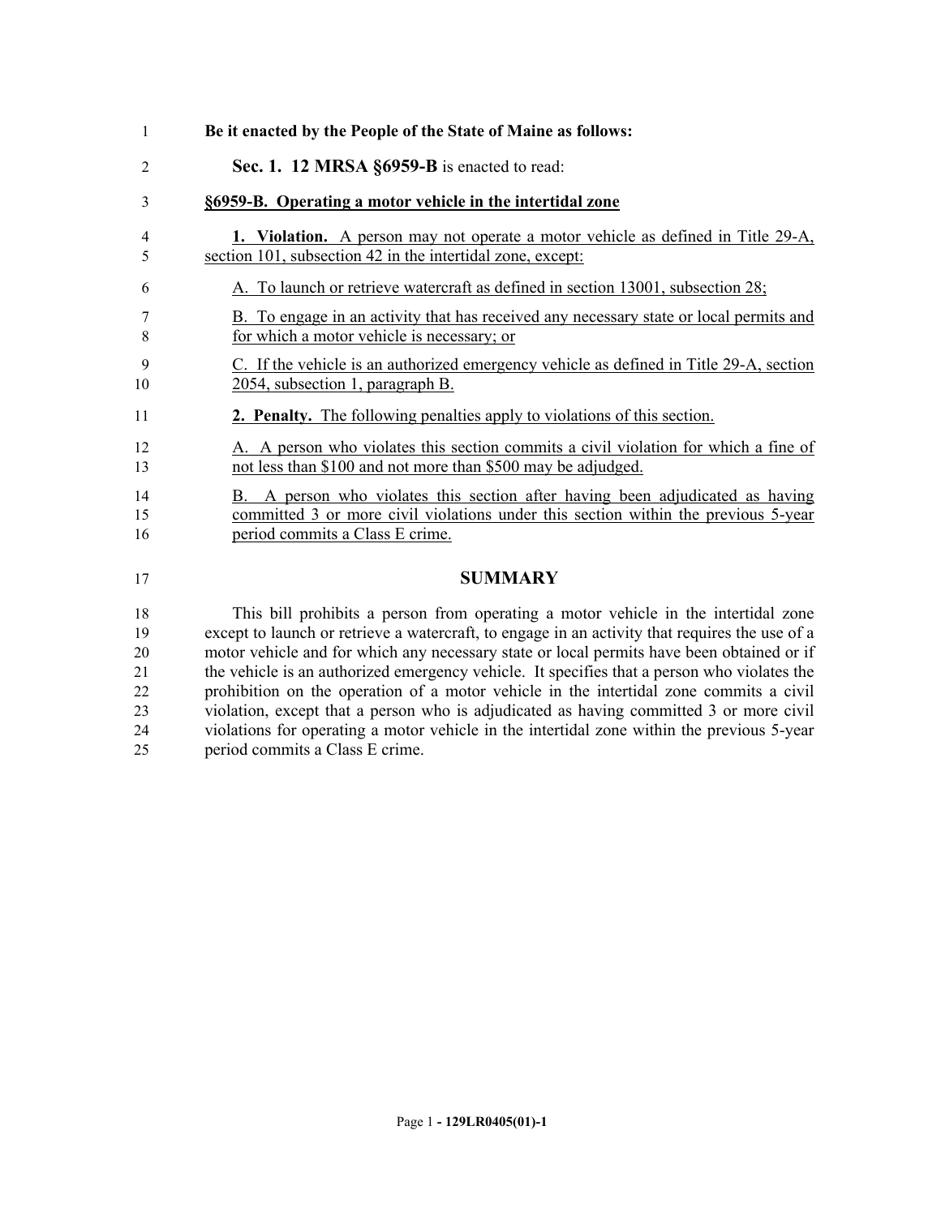**Be it enacted by the People of the State of Maine as follows:**

**Sec. 1. 12 MRSA §6959-B** is enacted to read:

**§6959-B. Operating a motor vehicle in the intertidal zone**

**1. Violation.** A person may not operate a motor vehicle as defined in Title 29-A, section 101, subsection 42 in the intertidal zone, except:

A. To launch or retrieve watercraft as defined in section 13001, subsection 28;

B. To engage in an activity that has received any necessary state or local permits and for which a motor vehicle is necessary; or

C. If the vehicle is an authorized emergency vehicle as defined in Title 29-A, section 2054, subsection 1, paragraph B.

**2. Penalty.** The following penalties apply to violations of this section.

A. A person who violates this section commits a civil violation for which a fine of not less than $100 and not more than $500 may be adjudged.

B. A person who violates this section after having been adjudicated as having committed 3 or more civil violations under this section within the previous 5-year period commits a Class E crime.

## SUMMARY

This bill prohibits a person from operating a motor vehicle in the intertidal zone except to launch or retrieve a watercraft, to engage in an activity that requires the use of a motor vehicle and for which any necessary state or local permits have been obtained or if the vehicle is an authorized emergency vehicle. It specifies that a person who violates the prohibition on the operation of a motor vehicle in the intertidal zone commits a civil violation, except that a person who is adjudicated as having committed 3 or more civil violations for operating a motor vehicle in the intertidal zone within the previous 5-year period commits a Class E crime.